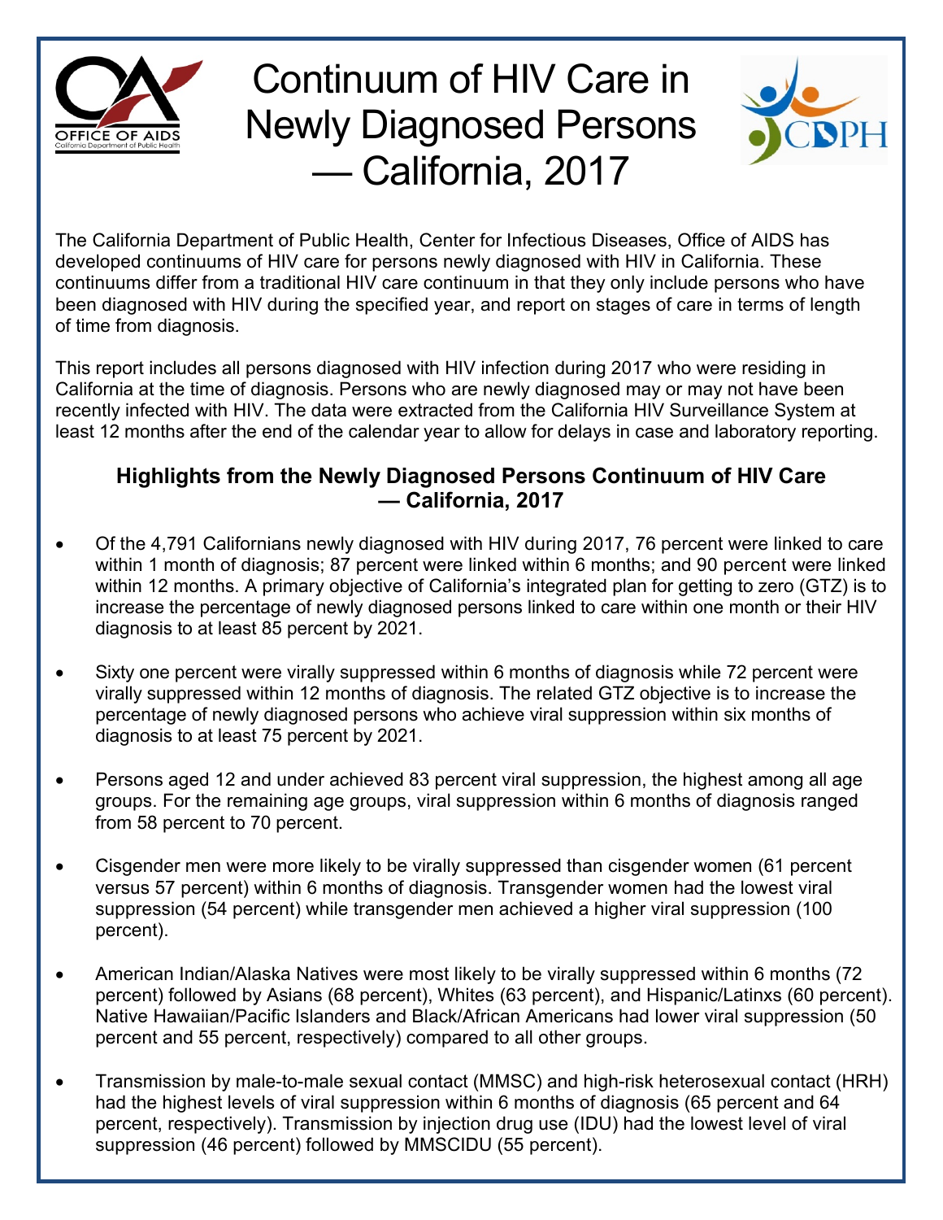# Continuum of HIV Care in Newly Diagnosed Persons — California, 2017

The California Department of Public Health, Center for Infectious Diseases, Office of AIDS has developed continuums of HIV care for persons newly diagnosed with HIV in California. These continuums differ from a traditional HIV care continuum in that they only include persons who have been diagnosed with HIV during the specified year, and report on stages of care in terms of length of time from diagnosis.

This report includes all persons diagnosed with HIV infection during 2017 who were residing in California at the time of diagnosis. Persons who are newly diagnosed may or may not have been recently infected with HIV. The data were extracted from the California HIV Surveillance System at least 12 months after the end of the calendar year to allow for delays in case and laboratory reporting.

## Highlights from the Newly Diagnosed Persons Continuum of HIV Care — California, 2017

- Of the 4,791 Californians newly diagnosed with HIV during 2017, 76 percent were linked to care within 1 month of diagnosis; 87 percent were linked within 6 months; and 90 percent were linked within 12 months. A primary objective of California's integrated plan for getting to zero (GTZ) is to increase the percentage of newly diagnosed persons linked to care within one month or their HIV diagnosis to at least 85 percent by 2021.
- Sixty one percent were virally suppressed within 6 months of diagnosis while 72 percent were virally suppressed within 12 months of diagnosis. The related GTZ objective is to increase the percentage of newly diagnosed persons who achieve viral suppression within six months of diagnosis to at least 75 percent by 2021.
- Persons aged 12 and under achieved 83 percent viral suppression, the highest among all age groups. For the remaining age groups, viral suppression within 6 months of diagnosis ranged from 58 percent to 70 percent.
- Cisgender men were more likely to be virally suppressed than cisgender women (61 percent versus 57 percent) within 6 months of diagnosis. Transgender women had the lowest viral suppression (54 percent) while transgender men achieved a higher viral suppression (100 percent).
- American Indian/Alaska Natives were most likely to be virally suppressed within 6 months (72 percent) followed by Asians (68 percent), Whites (63 percent), and Hispanic/Latinxs (60 percent). Native Hawaiian/Pacific Islanders and Black/African Americans had lower viral suppression (50 percent and 55 percent, respectively) compared to all other groups.
- Transmission by male-to-male sexual contact (MMSC) and high-risk heterosexual contact (HRH) had the highest levels of viral suppression within 6 months of diagnosis (65 percent and 64 percent, respectively). Transmission by injection drug use (IDU) had the lowest level of viral suppression (46 percent) followed by MMSCIDU (55 percent).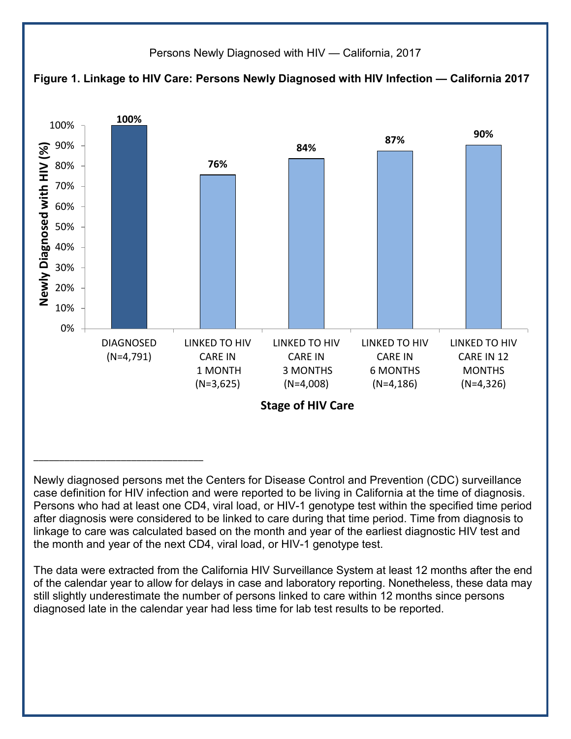Persons Newly Diagnosed with HIV — California, 2017

**Figure 1. Linkage to HIV Care: Persons Newly Diagnosed with HIV Infection — California 2017**

| Stage of HIV Care | Newly Diagnosed with HIV (%) |
|---|---|
| DIAGNOSED (N=4,791) | 100% |
| LINKED TO HIV CARE IN 1 MONTH (N=3,625) | 76% |
| LINKED TO HIV CARE IN 3 MONTHS (N=4,008) | 84% |
| LINKED TO HIV CARE IN 6 MONTHS (N=4,186) | 87% |
| LINKED TO HIV CARE IN 12 MONTHS (N=4,326) | 90% |

---

Newly diagnosed persons met the Centers for Disease Control and Prevention (CDC) surveillance case definition for HIV infection and were reported to be living in California at the time of diagnosis. Persons who had at least one CD4, viral load, or HIV-1 genotype test within the specified time period after diagnosis were considered to be linked to care during that time period. Time from diagnosis to linkage to care was calculated based on the month and year of the earliest diagnostic HIV test and the month and year of the next CD4, viral load, or HIV-1 genotype test.

The data were extracted from the California HIV Surveillance System at least 12 months after the end of the calendar year to allow for delays in case and laboratory reporting. Nonetheless, these data may still slightly underestimate the number of persons linked to care within 12 months since persons diagnosed late in the calendar year had less time for lab test results to be reported.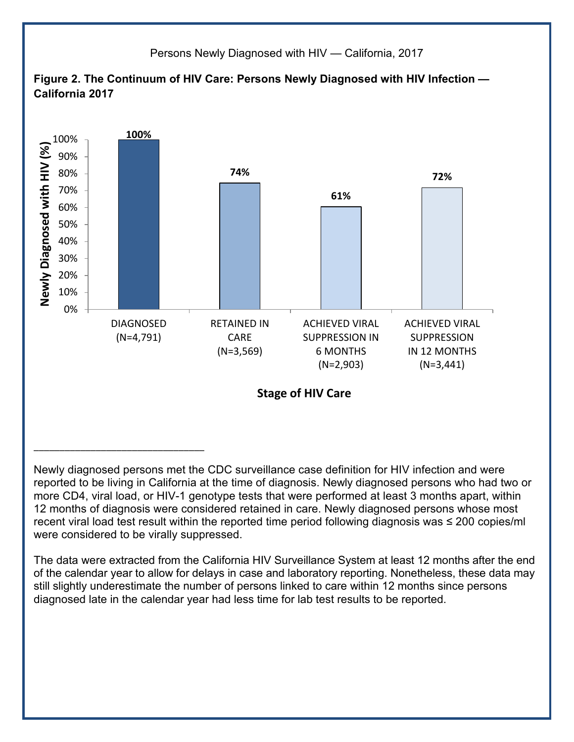Persons Newly Diagnosed with HIV — California, 2017

**Figure 2. The Continuum of HIV Care: Persons Newly Diagnosed with HIV Infection — California 2017**

| Stage of HIV Care | Newly Diagnosed with HIV (%) |
|---|---|
| DIAGNOSED (N=4,791) | 100% |
| RETAINED IN CARE (N=3,569) | 74% |
| ACHIEVED VIRAL SUPPRESSION IN 6 MONTHS (N=2,903) | 61% |
| ACHIEVED VIRAL SUPPRESSION IN 12 MONTHS (N=3,441) | 72% |

---

Newly diagnosed persons met the CDC surveillance case definition for HIV infection and were reported to be living in California at the time of diagnosis. Newly diagnosed persons who had two or more CD4, viral load, or HIV-1 genotype tests that were performed at least 3 months apart, within 12 months of diagnosis were considered retained in care. Newly diagnosed persons whose most recent viral load test result within the reported time period following diagnosis was ≤ 200 copies/ml were considered to be virally suppressed.

The data were extracted from the California HIV Surveillance System at least 12 months after the end of the calendar year to allow for delays in case and laboratory reporting. Nonetheless, these data may still slightly underestimate the number of persons linked to care within 12 months since persons diagnosed late in the calendar year had less time for lab test results to be reported.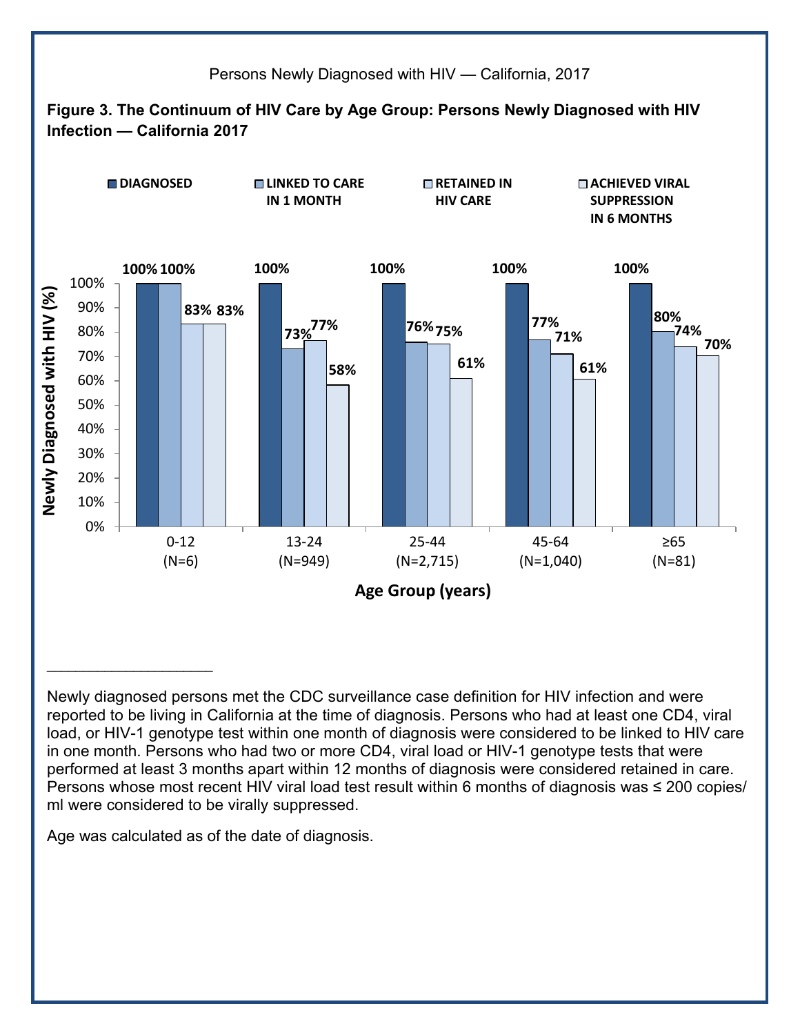Persons Newly Diagnosed with HIV — California, 2017

**Figure 3. The Continuum of HIV Care by Age Group: Persons Newly Diagnosed with HIV Infection — California 2017**

| Age Group (years) | DIAGNOSED | LINKED TO CARE IN 1 MONTH | RETAINED IN HIV CARE | ACHIEVED VIRAL SUPPRESSION IN 6 MONTHS |
|---|---|---|---|---|
| 0-12 (N=6) | 100% | 100% | 83% | 83% |
| 13-24 (N=949) | 100% | 73% | 77% | 58% |
| 25-44 (N=2,715) | 100% | 76% | 75% | 61% |
| 45-64 (N=1,040) | 100% | 77% | 71% | 61% |
| ≥65 (N=81) | 100% | 80% | 74% | 70% |

---

Newly diagnosed persons met the CDC surveillance case definition for HIV infection and were reported to be living in California at the time of diagnosis. Persons who had at least one CD4, viral load, or HIV-1 genotype test within one month of diagnosis were considered to be linked to HIV care in one month. Persons who had two or more CD4, viral load or HIV-1 genotype tests that were performed at least 3 months apart within 12 months of diagnosis were considered retained in care. Persons whose most recent HIV viral load test result within 6 months of diagnosis was ≤ 200 copies/ml were considered to be virally suppressed.

Age was calculated as of the date of diagnosis.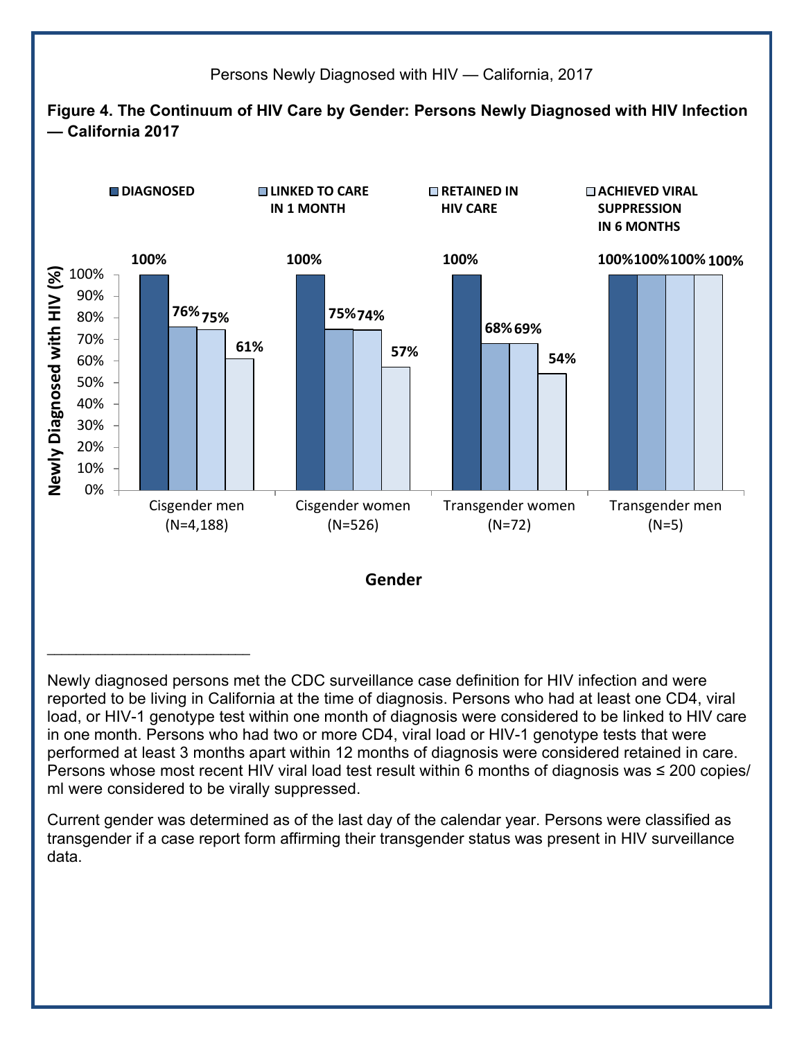Persons Newly Diagnosed with HIV — California, 2017

**Figure 4. The Continuum of HIV Care by Gender: Persons Newly Diagnosed with HIV Infection — California 2017**

| Gender | DIAGNOSED | LINKED TO CARE IN 1 MONTH | RETAINED IN HIV CARE | ACHIEVED VIRAL SUPPRESSION IN 6 MONTHS |
| --- | --- | --- | --- | --- |
| Cisgender men (N=4,188) | 100% | 76% | 75% | 61% |
| Cisgender women (N=526) | 100% | 75% | 74% | 57% |
| Transgender women (N=72) | 100% | 68% | 69% | 54% |
| Transgender men (N=5) | 100% | 100% | 100% | 100% |

______________________

Newly diagnosed persons met the CDC surveillance case definition for HIV infection and were reported to be living in California at the time of diagnosis. Persons who had at least one CD4, viral load, or HIV-1 genotype test within one month of diagnosis were considered to be linked to HIV care in one month. Persons who had two or more CD4, viral load or HIV-1 genotype tests that were performed at least 3 months apart within 12 months of diagnosis were considered retained in care. Persons whose most recent HIV viral load test result within 6 months of diagnosis was ≤ 200 copies/ml were considered to be virally suppressed.

Current gender was determined as of the last day of the calendar year. Persons were classified as transgender if a case report form affirming their transgender status was present in HIV surveillance data.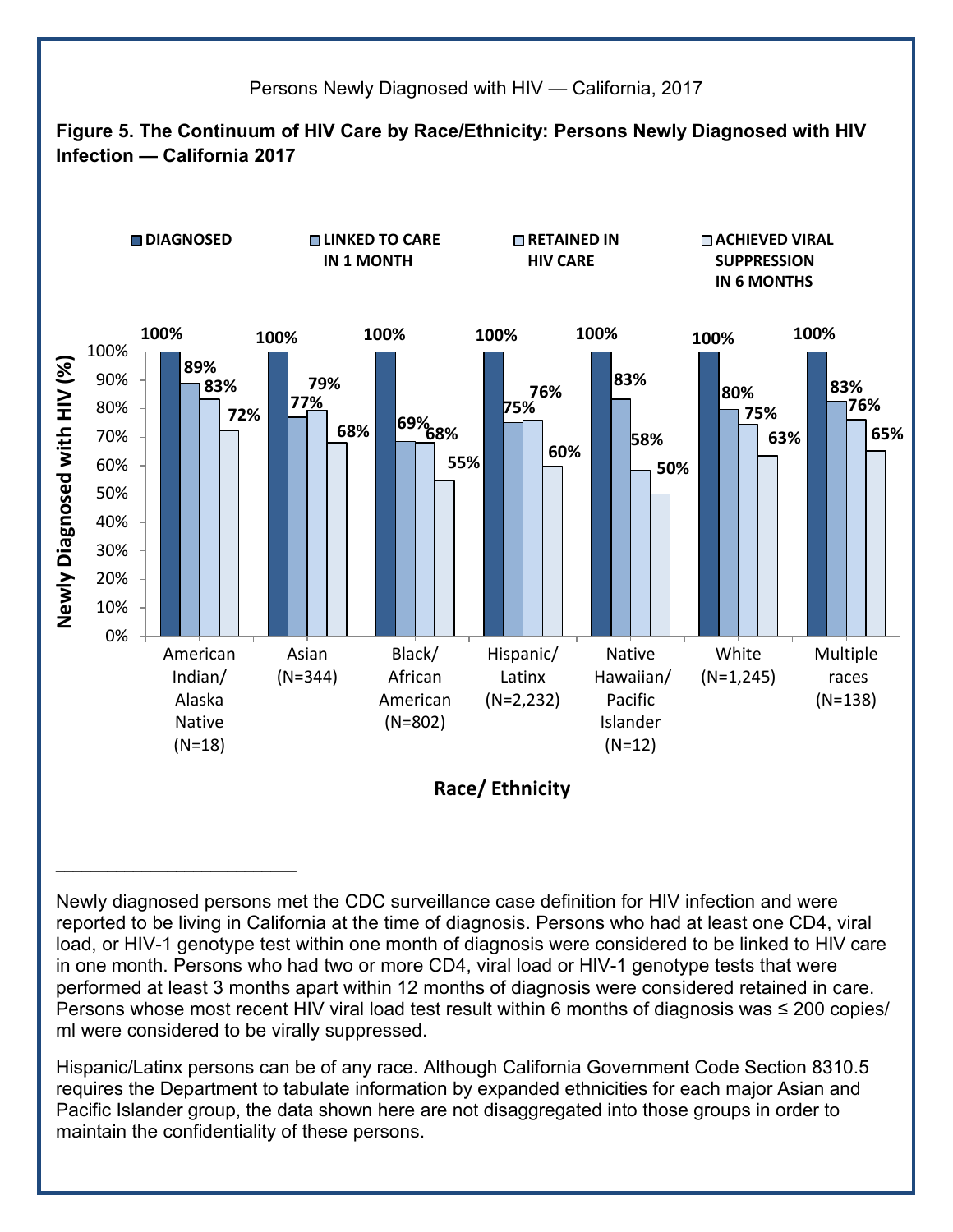Persons Newly Diagnosed with HIV — California, 2017

**Figure 5. The Continuum of HIV Care by Race/Ethnicity: Persons Newly Diagnosed with HIV Infection — California 2017**

| Race/ Ethnicity | DIAGNOSED | LINKED TO CARE IN 1 MONTH | RETAINED IN HIV CARE | ACHIEVED VIRAL SUPPRESSION IN 6 MONTHS |
|---|---|---|---|---|
| American Indian/ Alaska Native (N=18) | 100% | 89% | 83% | 72% |
| Asian (N=344) | 100% | 77% | 79% | 68% |
| Black/ African American (N=802) | 100% | 69% | 68% | 55% |
| Hispanic/ Latinx (N=2,232) | 100% | 75% | 76% | 60% |
| Native Hawaiian/ Pacific Islander (N=12) | 100% | 83% | 58% | 50% |
| White (N=1,245) | 100% | 80% | 75% | 63% |
| Multiple races (N=138) | 100% | 83% | 76% | 65% |

---

Newly diagnosed persons met the CDC surveillance case definition for HIV infection and were reported to be living in California at the time of diagnosis. Persons who had at least one CD4, viral load, or HIV-1 genotype test within one month of diagnosis were considered to be linked to HIV care in one month. Persons who had two or more CD4, viral load or HIV-1 genotype tests that were performed at least 3 months apart within 12 months of diagnosis were considered retained in care. Persons whose most recent HIV viral load test result within 6 months of diagnosis was ≤ 200 copies/ ml were considered to be virally suppressed.

Hispanic/Latinx persons can be of any race. Although California Government Code Section 8310.5 requires the Department to tabulate information by expanded ethnicities for each major Asian and Pacific Islander group, the data shown here are not disaggregated into those groups in order to maintain the confidentiality of these persons.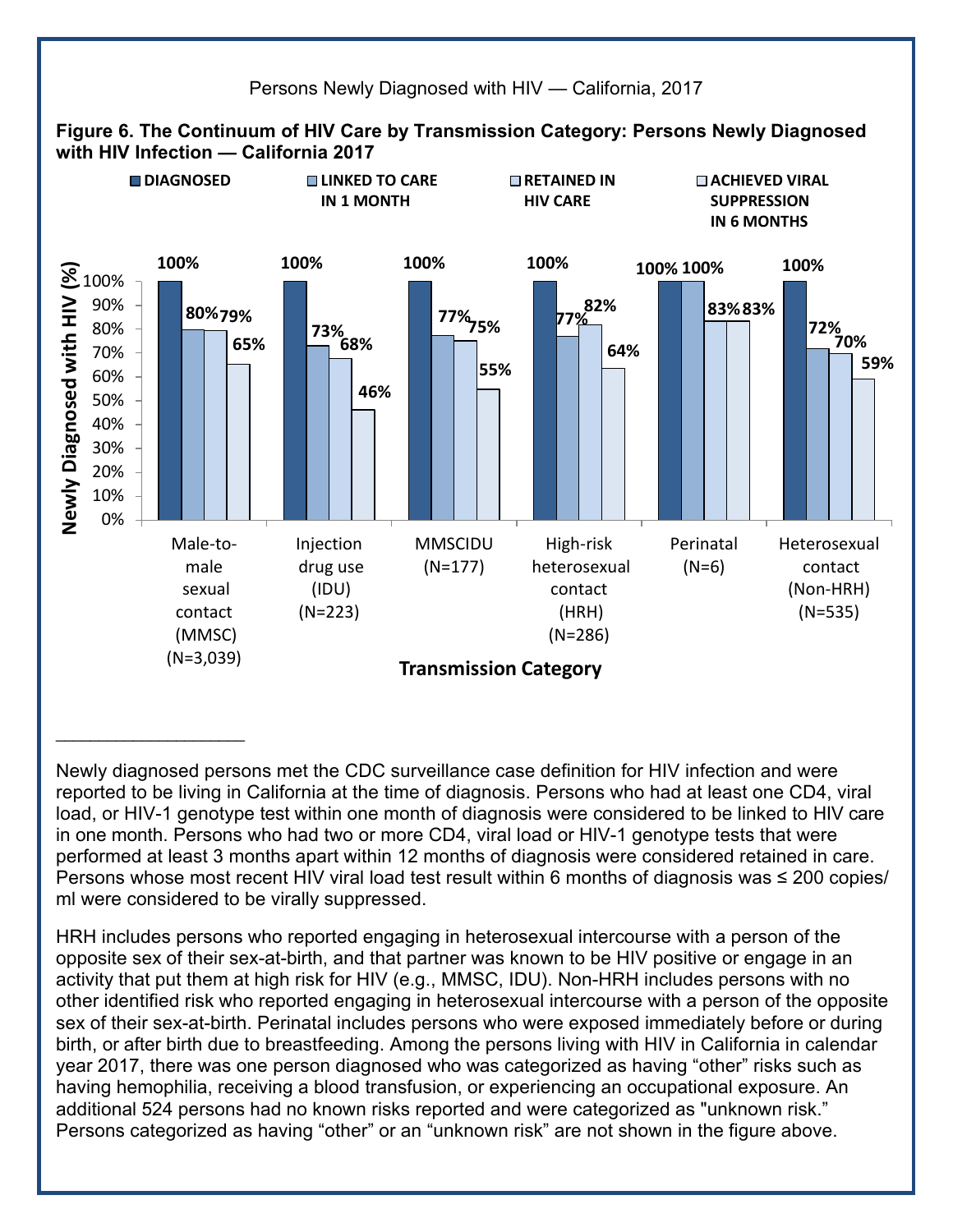Persons Newly Diagnosed with HIV — California, 2017

**Figure 6. The Continuum of HIV Care by Transmission Category: Persons Newly Diagnosed with HIV Infection — California 2017**

DIAGNOSED
LINKED TO CARE IN 1 MONTH
RETAINED IN HIV CARE
ACHIEVED VIRAL SUPPRESSION IN 6 MONTHS

Newly Diagnosed with HIV (%)

100%
90%
80%
70%
60%
50%
40%
30%
20%
10%
0%

Male-to-male sexual contact (MMSC) (N=3,039): 100% 80% 79% 65%
Injection drug use (IDU) (N=223): 100% 73% 68% 46%
MMSCIDU (N=177): 100% 77% 75% 55%
High-risk heterosexual contact (HRH) (N=286): 100% 77% 82% 64%
Perinatal (N=6): 100% 100% 83% 83%
Heterosexual contact (Non-HRH) (N=535): 100% 72% 70% 59%

Transmission Category

---

Newly diagnosed persons met the CDC surveillance case definition for HIV infection and were reported to be living in California at the time of diagnosis. Persons who had at least one CD4, viral load, or HIV-1 genotype test within one month of diagnosis were considered to be linked to HIV care in one month. Persons who had two or more CD4, viral load or HIV-1 genotype tests that were performed at least 3 months apart within 12 months of diagnosis were considered retained in care. Persons whose most recent HIV viral load test result within 6 months of diagnosis was ≤ 200 copies/ml were considered to be virally suppressed.

HRH includes persons who reported engaging in heterosexual intercourse with a person of the opposite sex of their sex-at-birth, and that partner was known to be HIV positive or engage in an activity that put them at high risk for HIV (e.g., MMSC, IDU). Non-HRH includes persons with no other identified risk who reported engaging in heterosexual intercourse with a person of the opposite sex of their sex-at-birth. Perinatal includes persons who were exposed immediately before or during birth, or after birth due to breastfeeding. Among the persons living with HIV in California in calendar year 2017, there was one person diagnosed who was categorized as having "other" risks such as having hemophilia, receiving a blood transfusion, or experiencing an occupational exposure. An additional 524 persons had no known risks reported and were categorized as "unknown risk." Persons categorized as having "other" or an "unknown risk" are not shown in the figure above.